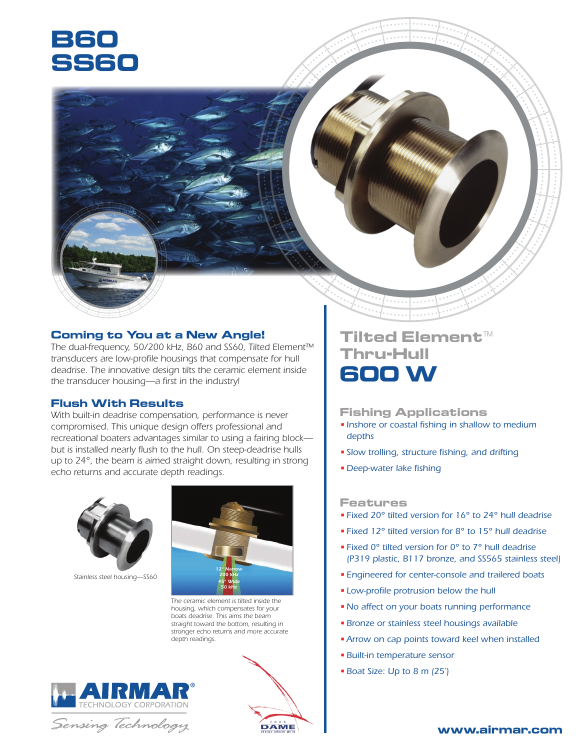# B60
# SS60

## Coming to You at a New Angle!

The dual-frequency, 50/200 kHz, B60 and SS60, Tilted Element™ transducers are low-profile housings that compensate for hull deadrise. The innovative design tilts the ceramic element inside the transducer housing—a first in the industry!

## Flush With Results

With built-in deadrise compensation, performance is never compromised. This unique design offers professional and recreational boaters advantages similar to using a fairing block—but is installed nearly flush to the hull. On steep-deadrise hulls up to 24°, the beam is aimed straight down, resulting in strong echo returns and accurate depth readings.

Stainless steel housing—SS60

12° Narrow 200 kHz
45° Wide 50 kHz

The ceramic element is tilted inside the housing, which compensates for your boats deadrise. This aims the beam straight toward the bottom, resulting in stronger echo returns and more accurate depth readings.

AIRMAR® TECHNOLOGY CORPORATION

*Sensing Technology*

2006 DAME DESIGN AWARD METS

# Tilted Element™ Thru-Hull
# 600 W

## Fishing Applications

- Inshore or coastal fishing in shallow to medium depths
- Slow trolling, structure fishing, and drifting
- Deep-water lake fishing

## Features

- Fixed 20° tilted version for 16° to 24° hull deadrise
- Fixed 12° tilted version for 8° to 15° hull deadrise
- Fixed 0° tilted version for 0° to 7° hull deadrise (P319 plastic, B117 bronze, and SS565 stainless steel)
- Engineered for center-console and trailered boats
- Low-profile protrusion below the hull
- No affect on your boats running performance
- Bronze or stainless steel housings available
- Arrow on cap points toward keel when installed
- Built-in temperature sensor
- Boat Size: Up to 8 m (25′)

www.airmar.com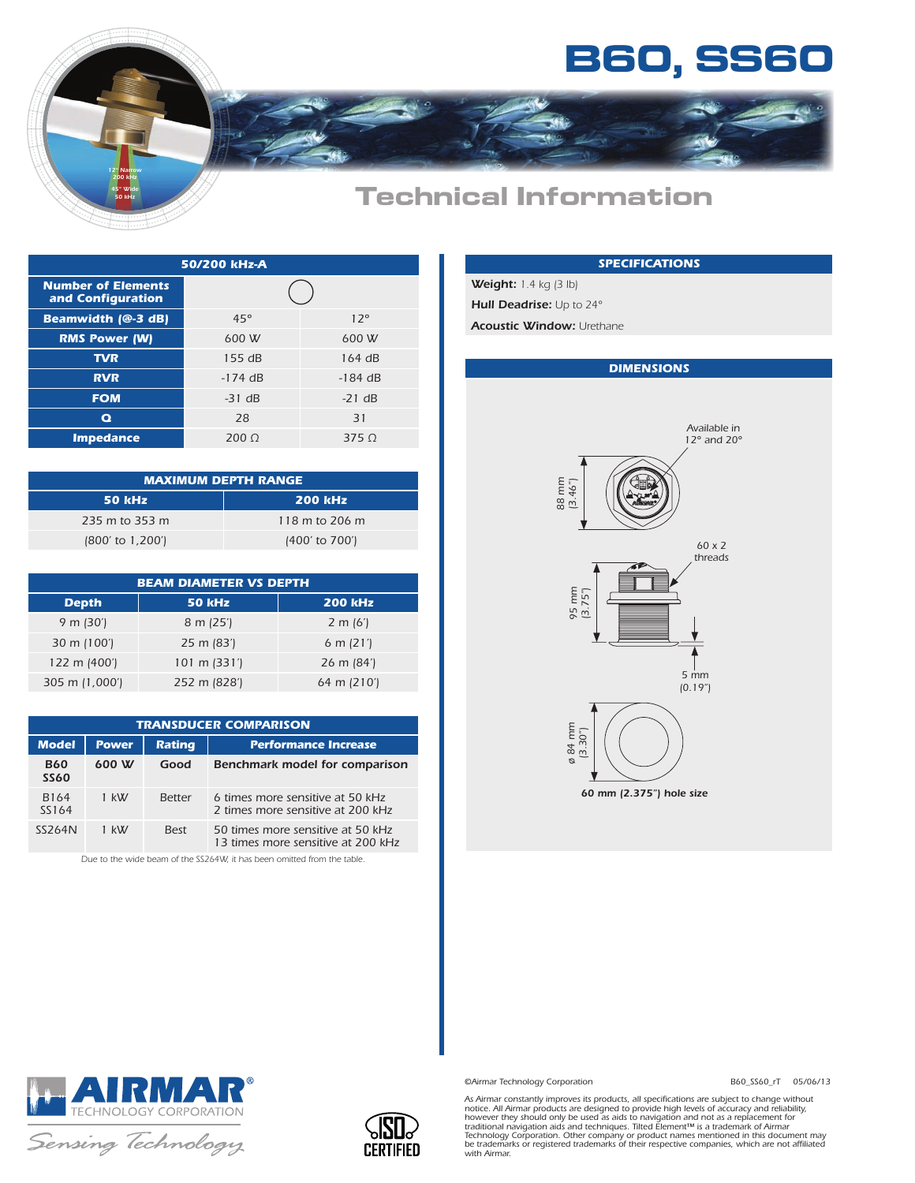# B60, SS60

## Technical Information

| 50/200 kHz-A | | |
|---|---|---|
| Number of Elements and Configuration | | |
| Beamwidth (@-3 dB) | 45° | 12° |
| RMS Power (W) | 600 W | 600 W |
| TVR | 155 dB | 164 dB |
| RVR | -174 dB | -184 dB |
| FOM | -31 dB | -21 dB |
| Q | 28 | 31 |
| Impedance | 200 Ω | 375 Ω |

| MAXIMUM DEPTH RANGE | |
|---|---|
| 50 kHz | 200 kHz |
| 235 m to 353 m | 118 m to 206 m |
| (800' to 1,200') | (400' to 700') |

| BEAM DIAMETER VS DEPTH | | |
|---|---|---|
| Depth | 50 kHz | 200 kHz |
| 9 m (30') | 8 m (25') | 2 m (6') |
| 30 m (100') | 25 m (83') | 6 m (21') |
| 122 m (400') | 101 m (331') | 26 m (84') |
| 305 m (1,000') | 252 m (828') | 64 m (210') |

| TRANSDUCER COMPARISON | | | |
|---|---|---|---|
| Model | Power | Rating | Performance Increase |
| **B60 SS60** | **600 W** | **Good** | **Benchmark model for comparison** |
| B164 SS164 | 1 kW | Better | 6 times more sensitive at 50 kHz<br>2 times more sensitive at 200 kHz |
| SS264N | 1 kW | Best | 50 times more sensitive at 50 kHz<br>13 times more sensitive at 200 kHz |

Due to the wide beam of the SS264W, it has been omitted from the table.

### SPECIFICATIONS

**Weight:** 1.4 kg (3 lb)

**Hull Deadrise:** Up to 24°

**Acoustic Window:** Urethane

### DIMENSIONS

Available in 12° and 20°

88 mm (3.46")

60 x 2 threads

95 mm (3.75")

5 mm (0.19")

ø 84 mm (3.30")

**60 mm (2.375") hole size**

AIRMAR TECHNOLOGY CORPORATION

Sensing Technology

ISO CERTIFIED

©Airmar Technology Corporation    B60_SS60_rT    05/06/13

As Airmar constantly improves its products, all specifications are subject to change without notice. All Airmar products are designed to provide high levels of accuracy and reliability, however they should only be used as aids to navigation and not as a replacement for traditional navigation aids and techniques. Tilted Element™ is a trademark of Airmar Technology Corporation. Other company or product names mentioned in this document may be trademarks or registered trademarks of their respective companies, which are not affiliated with Airmar.